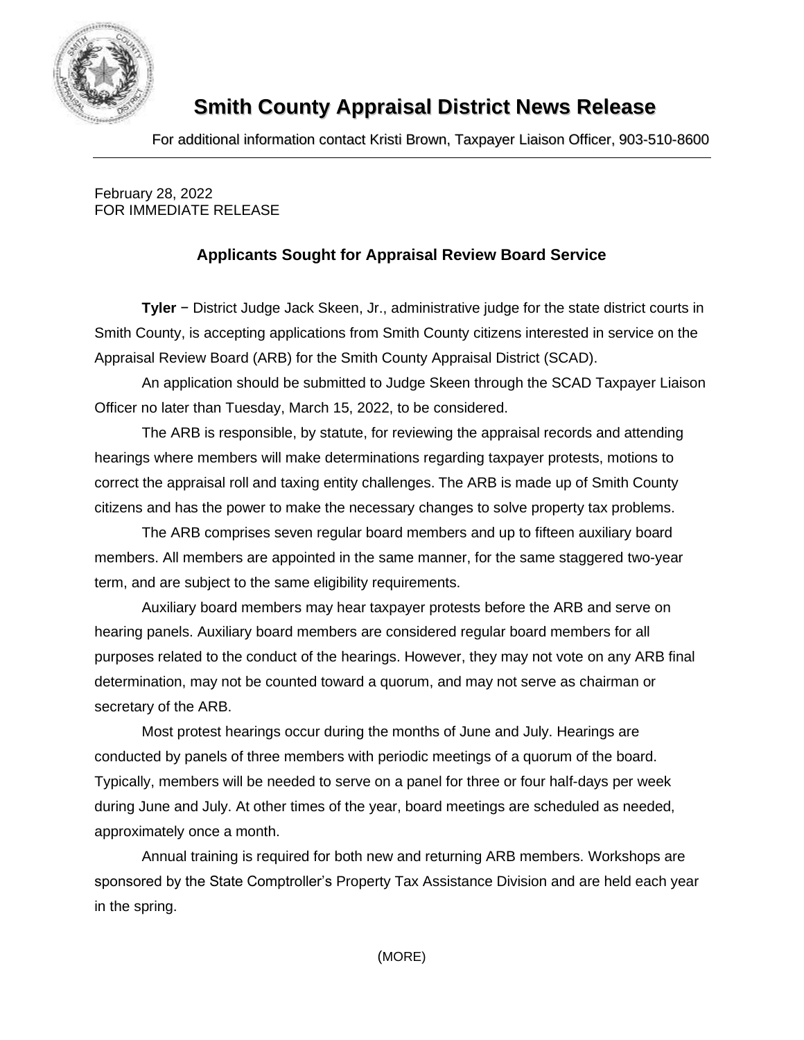# Smith County Appraisal District News Release

For additional information contact Kristi Brown, Taxpayer Liaison Officer, 903-510-8600

---

February 28, 2022
FOR IMMEDIATE RELEASE

## Applicants Sought for Appraisal Review Board Service

**Tyler** − District Judge Jack Skeen, Jr., administrative judge for the state district courts in Smith County, is accepting applications from Smith County citizens interested in service on the Appraisal Review Board (ARB) for the Smith County Appraisal District (SCAD).

An application should be submitted to Judge Skeen through the SCAD Taxpayer Liaison Officer no later than Tuesday, March 15, 2022, to be considered.

The ARB is responsible, by statute, for reviewing the appraisal records and attending hearings where members will make determinations regarding taxpayer protests, motions to correct the appraisal roll and taxing entity challenges. The ARB is made up of Smith County citizens and has the power to make the necessary changes to solve property tax problems.

The ARB comprises seven regular board members and up to fifteen auxiliary board members. All members are appointed in the same manner, for the same staggered two-year term, and are subject to the same eligibility requirements.

Auxiliary board members may hear taxpayer protests before the ARB and serve on hearing panels. Auxiliary board members are considered regular board members for all purposes related to the conduct of the hearings. However, they may not vote on any ARB final determination, may not be counted toward a quorum, and may not serve as chairman or secretary of the ARB.

Most protest hearings occur during the months of June and July. Hearings are conducted by panels of three members with periodic meetings of a quorum of the board. Typically, members will be needed to serve on a panel for three or four half-days per week during June and July. At other times of the year, board meetings are scheduled as needed, approximately once a month.

Annual training is required for both new and returning ARB members. Workshops are sponsored by the State Comptroller's Property Tax Assistance Division and are held each year in the spring.

(MORE)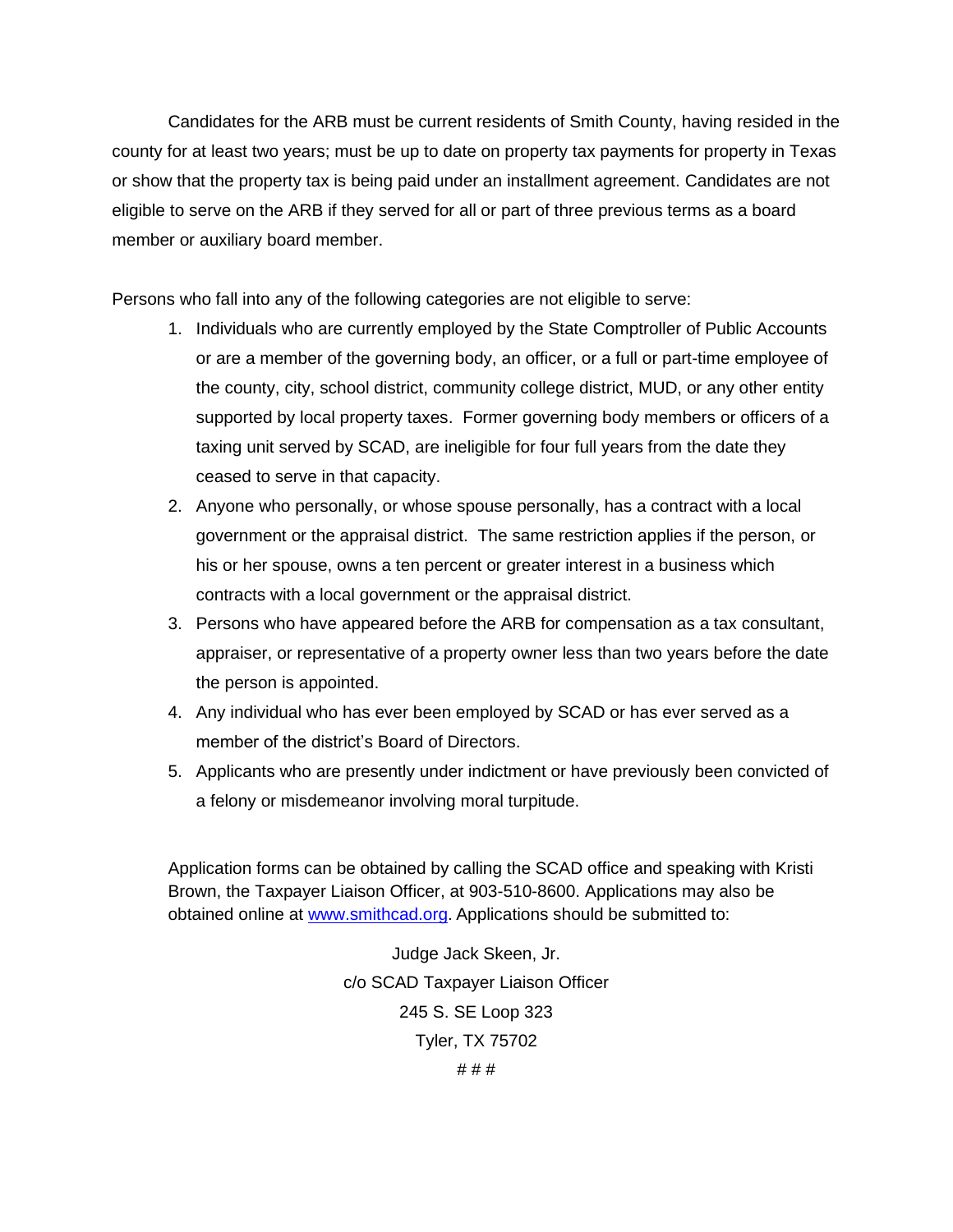Candidates for the ARB must be current residents of Smith County, having resided in the county for at least two years; must be up to date on property tax payments for property in Texas or show that the property tax is being paid under an installment agreement. Candidates are not eligible to serve on the ARB if they served for all or part of three previous terms as a board member or auxiliary board member.

Persons who fall into any of the following categories are not eligible to serve:

1. Individuals who are currently employed by the State Comptroller of Public Accounts or are a member of the governing body, an officer, or a full or part-time employee of the county, city, school district, community college district, MUD, or any other entity supported by local property taxes. Former governing body members or officers of a taxing unit served by SCAD, are ineligible for four full years from the date they ceased to serve in that capacity.
2. Anyone who personally, or whose spouse personally, has a contract with a local government or the appraisal district. The same restriction applies if the person, or his or her spouse, owns a ten percent or greater interest in a business which contracts with a local government or the appraisal district.
3. Persons who have appeared before the ARB for compensation as a tax consultant, appraiser, or representative of a property owner less than two years before the date the person is appointed.
4. Any individual who has ever been employed by SCAD or has ever served as a member of the district's Board of Directors.
5. Applicants who are presently under indictment or have previously been convicted of a felony or misdemeanor involving moral turpitude.

Application forms can be obtained by calling the SCAD office and speaking with Kristi Brown, the Taxpayer Liaison Officer, at 903-510-8600. Applications may also be obtained online at www.smithcad.org. Applications should be submitted to:

Judge Jack Skeen, Jr.
c/o SCAD Taxpayer Liaison Officer
245 S. SE Loop 323
Tyler, TX 75702

# # #